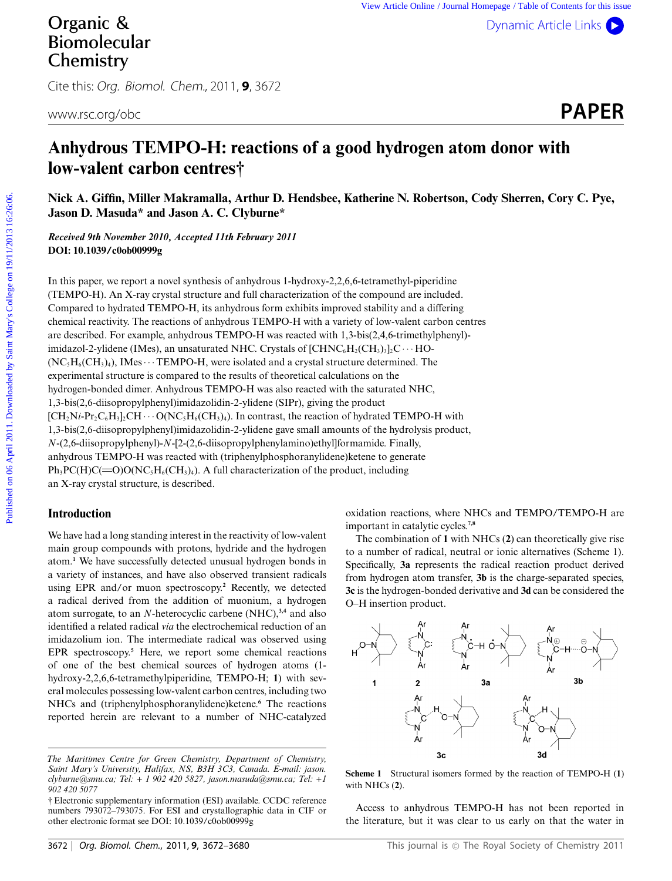# Anhydrous TEMPO-H: reactions of a good hydrogen atom donor with low-valent carbon centres†

**Nick A. Giffin, Miller Makramalla, Arthur D. Hendsbee, Katherine N. Robertson, Cody Sherren, Cory C. Pye, Jason D. Masuda\* and Jason A. C. Clyburne\***

*Received 9th November 2010, Accepted 11th February 2011*
**DOI: 10.1039/c0ob00999g**

In this paper, we report a novel synthesis of anhydrous 1-hydroxy-2,2,6,6-tetramethyl-piperidine (TEMPO-H). An X-ray crystal structure and full characterization of the compound are included. Compared to hydrated TEMPO-H, its anhydrous form exhibits improved stability and a differing chemical reactivity. The reactions of anhydrous TEMPO-H with a variety of low-valent carbon centres are described. For example, anhydrous TEMPO-H was reacted with 1,3-bis(2,4,6-trimethylphenyl)-imidazol-2-ylidene (IMes), an unsaturated NHC. Crystals of $[CHNC_6H_2(CH_3)_3]_2C\cdots HO\text{-}(NC_5H_6(CH_3)_4)$, IMes···TEMPO-H, were isolated and a crystal structure determined. The experimental structure is compared to the results of theoretical calculations on the hydrogen-bonded dimer. Anhydrous TEMPO-H was also reacted with the saturated NHC, 1,3-bis(2,6-diisopropylphenyl)imidazolidin-2-ylidene (SIPr), giving the product $[CH_2N\textit{i}\text{-}Pr_2C_6H_3]_2CH\cdots O(NC_5H_6(CH_3)_4)$. In contrast, the reaction of hydrated TEMPO-H with 1,3-bis(2,6-diisopropylphenyl)imidazolidin-2-ylidene gave small amounts of the hydrolysis product, *N*-(2,6-diisopropylphenyl)-*N*-[2-(2,6-diisopropylphenylamino)ethyl]formamide. Finally, anhydrous TEMPO-H was reacted with (triphenylphosphoranylidene)ketene to generate $Ph_3PC(H)C({=}O)O(NC_5H_6(CH_3)_4)$. A full characterization of the product, including an X-ray crystal structure, is described.

## Introduction

We have had a long standing interest in the reactivity of low-valent main group compounds with protons, hydride and the hydrogen atom.[1] We have successfully detected unusual hydrogen bonds in a variety of instances, and have also observed transient radicals using EPR and/or muon spectroscopy.[2] Recently, we detected a radical derived from the addition of muonium, a hydrogen atom surrogate, to an *N*-heterocyclic carbene (NHC),[3,4] and also identified a related radical *via* the electrochemical reduction of an imidazolium ion. The intermediate radical was observed using EPR spectroscopy.[5] Here, we report some chemical reactions of one of the best chemical sources of hydrogen atoms (1-hydroxy-2,2,6,6-tetramethylpiperidine, TEMPO-H; **1**) with several molecules possessing low-valent carbon centres, including two NHCs and (triphenylphosphoranylidene)ketene.[6] The reactions reported herein are relevant to a number of NHC-catalyzed oxidation reactions, where NHCs and TEMPO/TEMPO-H are important in catalytic cycles.[7,8]

The combination of **1** with NHCs (**2**) can theoretically give rise to a number of radical, neutral or ionic alternatives (Scheme 1). Specifically, **3a** represents the radical reaction product derived from hydrogen atom transfer, **3b** is the charge-separated species, **3c** is the hydrogen-bonded derivative and **3d** can be considered the O–H insertion product.

**Scheme 1** Structural isomers formed by the reaction of TEMPO-H (**1**) with NHCs (**2**).

Access to anhydrous TEMPO-H has not been reported in the literature, but it was clear to us early on that the water in

The Maritimes Centre for Green Chemistry, Department of Chemistry, Saint Mary's University, Halifax, NS, B3H 3C3, Canada. E-mail: jason.clyburne@smu.ca; Tel: + 1 902 420 5827, jason.masuda@smu.ca; Tel: +1 902 420 5077

† Electronic supplementary information (ESI) available. CCDC reference numbers 793072–793075. For ESI and crystallographic data in CIF or other electronic format see DOI: 10.1039/c0ob00999g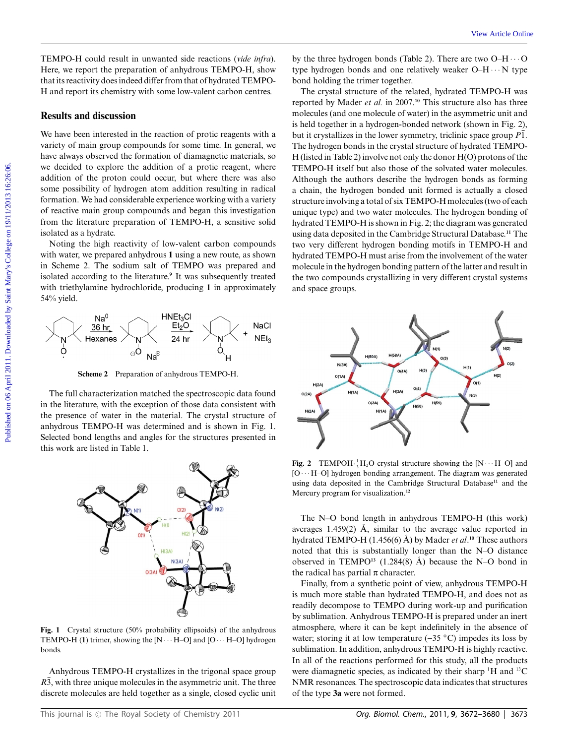TEMPO-H could result in unwanted side reactions (*vide infra*). Here, we report the preparation of anhydrous TEMPO-H, show that its reactivity does indeed differ from that of hydrated TEMPO-H and report its chemistry with some low-valent carbon centres.

## Results and discussion

We have been interested in the reaction of protic reagents with a variety of main group compounds for some time. In general, we have always observed the formation of diamagnetic materials, so we decided to explore the addition of a protic reagent, where addition of the proton could occur, but where there was also some possibility of hydrogen atom addition resulting in radical formation. We had considerable experience working with a variety of reactive main group compounds and began this investigation from the literature preparation of TEMPO-H, a sensitive solid isolated as a hydrate.

Noting the high reactivity of low-valent carbon compounds with water, we prepared anhydrous **1** using a new route, as shown in Scheme 2. The sodium salt of TEMPO was prepared and isolated according to the literature.[9] It was subsequently treated with triethylamine hydrochloride, producing **1** in approximately 54% yield.

**Scheme 2** Preparation of anhydrous TEMPO-H.

The full characterization matched the spectroscopic data found in the literature, with the exception of those data consistent with the presence of water in the material. The crystal structure of anhydrous TEMPO-H was determined and is shown in Fig. 1. Selected bond lengths and angles for the structures presented in this work are listed in Table 1.

**Fig. 1** Crystal structure (50% probability ellipsoids) of the anhydrous TEMPO-H (**1**) trimer, showing the [N···H–O] and [O···H–O] hydrogen bonds.

Anhydrous TEMPO-H crystallizes in the trigonal space group $R\bar{3}$, with three unique molecules in the asymmetric unit. The three discrete molecules are held together as a single, closed cyclic unit by the three hydrogen bonds (Table 2). There are two O–H···O type hydrogen bonds and one relatively weaker O–H···N type bond holding the trimer together.

The crystal structure of the related, hydrated TEMPO-H was reported by Mader *et al.* in 2007.[10] This structure also has three molecules (and one molecule of water) in the asymmetric unit and is held together in a hydrogen-bonded network (shown in Fig. 2), but it crystallizes in the lower symmetry, triclinic space group $P\bar{1}$. The hydrogen bonds in the crystal structure of hydrated TEMPO-H (listed in Table 2) involve not only the donor H(O) protons of the TEMPO-H itself but also those of the solvated water molecules. Although the authors describe the hydrogen bonds as forming a chain, the hydrogen bonded unit formed is actually a closed structure involving a total of six TEMPO-H molecules (two of each unique type) and two water molecules. The hydrogen bonding of hydrated TEMPO-H is shown in Fig. 2; the diagram was generated using data deposited in the Cambridge Structural Database.[11] The two very different hydrogen bonding motifs in TEMPO-H and hydrated TEMPO-H must arise from the involvement of the water molecule in the hydrogen bonding pattern of the latter and result in the two compounds crystallizing in very different crystal systems and space groups.

**Fig. 2** TEMPOH·$\frac{1}{3}H_2O$ crystal structure showing the [N···H–O] and [O···H–O] hydrogen bonding arrangement. The diagram was generated using data deposited in the Cambridge Structural Database[11] and the Mercury program for visualization.[12]

The N–O bond length in anhydrous TEMPO-H (this work) averages 1.459(2) Å, similar to the average value reported in hydrated TEMPO-H (1.456(6) Å) by Mader *et al.*[10] These authors noted that this is substantially longer than the N–O distance observed in TEMPO[13] (1.284(8) Å) because the N–O bond in the radical has partial π character.

Finally, from a synthetic point of view, anhydrous TEMPO-H is much more stable than hydrated TEMPO-H, and does not as readily decompose to TEMPO during work-up and purification by sublimation. Anhydrous TEMPO-H is prepared under an inert atmosphere, where it can be kept indefinitely in the absence of water; storing it at low temperature (−35 °C) impedes its loss by sublimation. In addition, anhydrous TEMPO-H is highly reactive. In all of the reactions performed for this study, all the products were diamagnetic species, as indicated by their sharp $^1$H and $^{13}$C NMR resonances. The spectroscopic data indicates that structures of the type **3a** were not formed.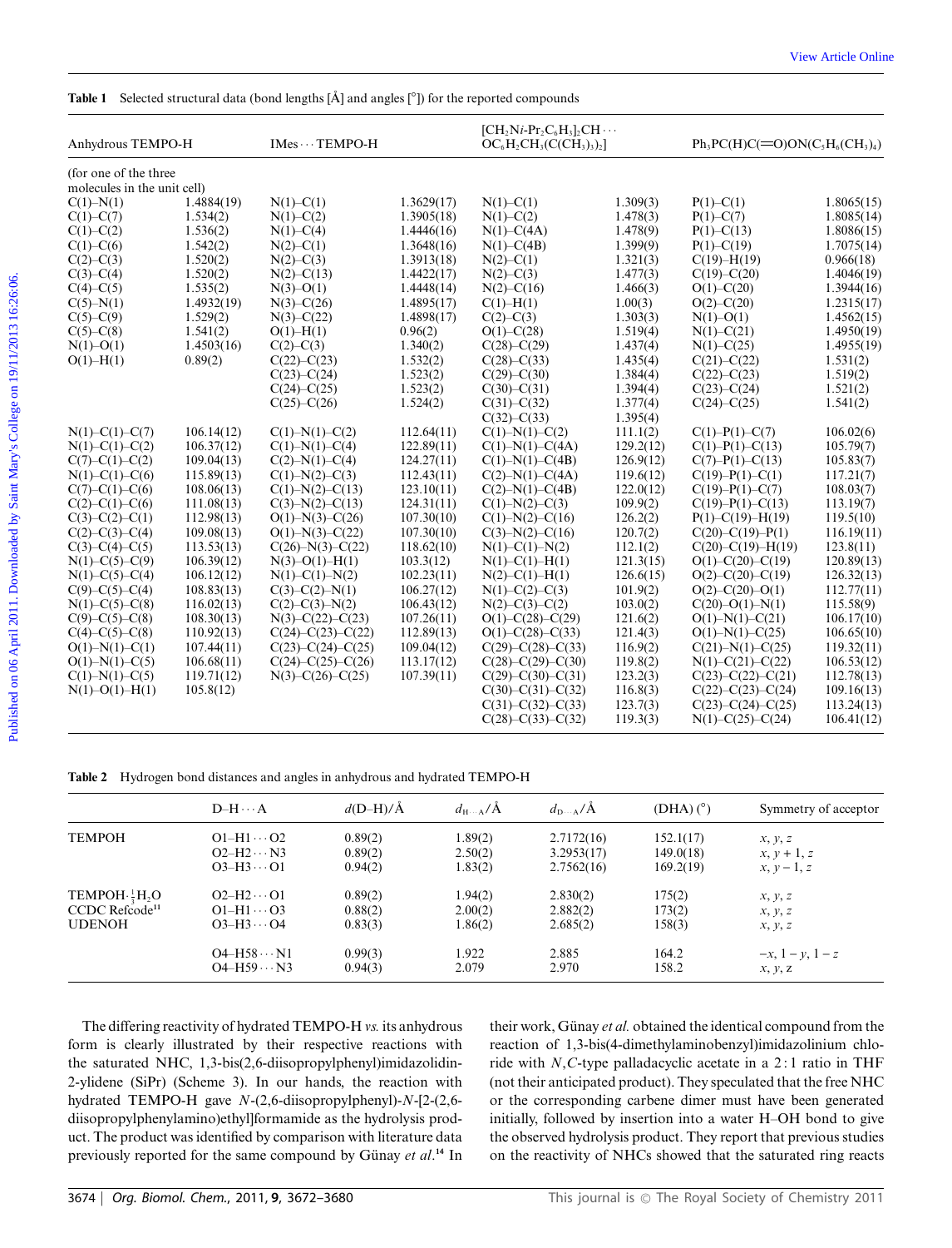**Table 1** Selected structural data (bond lengths [Å] and angles [°]) for the reported compounds

| Anhydrous TEMPO-H | | IMes···TEMPO-H | | $[CH_2Ni\text{-}Pr_2C_6H_3]_2CH\cdots OC_6H_2CH_3(C(CH_3)_3)_2]$ | | $Ph_3PC(H)C(=O)ON(C_5H_6(CH_3)_4)$ | |
|---|---|---|---|---|---|---|---|
| (for one of the three molecules in the unit cell) | | | | | | | |
| C(1)–N(1) | 1.4884(19) | N(1)–C(1) | 1.3629(17) | N(1)–C(1) | 1.309(3) | P(1)–C(1) | 1.8065(15) |
| C(1)–C(7) | 1.534(2) | N(1)–C(2) | 1.3905(18) | N(1)–C(2) | 1.478(3) | P(1)–C(7) | 1.8085(14) |
| C(1)–C(2) | 1.536(2) | N(1)–C(4) | 1.4446(16) | N(1)–C(4A) | 1.478(9) | P(1)–C(13) | 1.8086(15) |
| C(1)–C(6) | 1.542(2) | N(2)–C(1) | 1.3648(16) | N(1)–C(4B) | 1.399(9) | P(1)–C(19) | 1.7075(14) |
| C(2)–C(3) | 1.520(2) | N(2)–C(3) | 1.3913(18) | N(2)–C(1) | 1.321(3) | C(19)–H(19) | 0.966(18) |
| C(3)–C(4) | 1.520(2) | N(2)–C(13) | 1.4422(17) | N(2)–C(3) | 1.477(3) | C(19)–C(20) | 1.4046(19) |
| C(4)–C(5) | 1.535(2) | N(3)–O(1) | 1.4448(14) | N(2)–C(16) | 1.466(3) | O(1)–C(20) | 1.3944(16) |
| C(5)–N(1) | 1.4932(19) | N(3)–C(26) | 1.4895(17) | C(1)–H(1) | 1.00(3) | O(2)–C(20) | 1.2315(17) |
| C(5)–C(9) | 1.529(2) | N(3)–C(22) | 1.4898(17) | C(2)–C(3) | 1.303(3) | N(1)–O(1) | 1.4562(15) |
| C(5)–C(8) | 1.541(2) | O(1)–H(1) | 0.96(2) | O(1)–C(28) | 1.519(4) | N(1)–C(21) | 1.4950(19) |
| N(1)–O(1) | 1.4503(16) | C(2)–C(3) | 1.340(2) | C(28)–C(29) | 1.437(4) | N(1)–C(25) | 1.4955(19) |
| O(1)–H(1) | 0.89(2) | C(22)–C(23) | 1.532(2) | C(28)–C(33) | 1.435(4) | C(21)–C(22) | 1.531(2) |
| | | C(23)–C(24) | 1.523(2) | C(29)–C(30) | 1.384(4) | C(22)–C(23) | 1.519(2) |
| | | C(24)–C(25) | 1.523(2) | C(30)–C(31) | 1.394(4) | C(23)–C(24) | 1.521(2) |
| | | C(25)–C(26) | 1.524(2) | C(31)–C(32) | 1.377(4) | C(24)–C(25) | 1.541(2) |
| | | | | C(32)–C(33) | 1.395(4) | | |
| N(1)–C(1)–C(7) | 106.14(12) | C(1)–N(1)–C(2) | 112.64(11) | C(1)–N(1)–C(2) | 111.1(2) | C(1)–P(1)–C(7) | 106.02(6) |
| N(1)–C(1)–C(2) | 106.37(12) | C(1)–N(1)–C(4) | 122.89(11) | C(1)–N(1)–C(4A) | 129.2(12) | C(1)–P(1)–C(13) | 105.79(7) |
| C(7)–C(1)–C(2) | 109.04(13) | C(2)–N(1)–C(4) | 124.27(11) | C(1)–N(1)–C(4B) | 126.9(12) | C(7)–P(1)–C(13) | 105.83(7) |
| N(1)–C(1)–C(6) | 115.89(13) | C(1)–N(2)–C(3) | 112.43(11) | C(2)–N(1)–C(4A) | 119.6(12) | C(19)–P(1)–C(1) | 117.21(7) |
| C(7)–C(1)–C(6) | 108.06(13) | C(1)–N(2)–C(13) | 123.10(11) | C(2)–N(1)–C(4B) | 122.0(12) | C(19)–P(1)–C(7) | 108.03(7) |
| C(2)–C(1)–C(6) | 111.08(13) | C(3)–N(2)–C(13) | 124.31(11) | C(1)–N(2)–C(3) | 109.9(2) | C(19)–P(1)–C(13) | 113.19(7) |
| C(3)–C(2)–C(1) | 112.98(13) | O(1)–N(3)–C(26) | 107.30(10) | C(1)–N(2)–C(16) | 126.2(2) | P(1)–C(19)–H(19) | 119.5(10) |
| C(2)–C(3)–C(4) | 109.08(13) | O(1)–N(3)–C(22) | 107.30(10) | C(3)–N(2)–C(16) | 120.7(2) | C(20)–C(19)–P(1) | 116.19(11) |
| C(3)–C(4)–C(5) | 113.53(13) | C(26)–N(3)–C(22) | 118.62(10) | N(1)–C(1)–N(2) | 112.1(2) | C(20)–C(19)–H(19) | 123.8(11) |
| N(1)–C(5)–C(9) | 106.39(12) | N(3)–O(1)–H(1) | 103.3(12) | N(1)–C(1)–H(1) | 121.3(15) | O(1)–C(20)–C(19) | 120.89(13) |
| N(1)–C(5)–C(4) | 106.12(12) | N(1)–C(1)–N(2) | 102.23(11) | N(2)–C(1)–H(1) | 126.6(15) | O(2)–C(20)–C(19) | 126.32(13) |
| C(9)–C(5)–C(4) | 108.83(13) | C(3)–C(2)–N(1) | 106.27(12) | N(1)–C(2)–C(3) | 101.9(2) | O(2)–C(20)–O(1) | 112.77(11) |
| N(1)–C(5)–C(8) | 116.02(13) | C(2)–C(3)–N(2) | 106.43(12) | N(2)–C(3)–C(2) | 103.0(2) | C(20)–O(1)–N(1) | 115.58(9) |
| C(9)–C(5)–C(8) | 108.30(13) | N(3)–C(22)–C(23) | 107.26(11) | O(1)–C(28)–C(29) | 121.6(2) | O(1)–N(1)–C(21) | 106.17(10) |
| C(4)–C(5)–C(8) | 110.92(13) | C(24)–C(23)–C(22) | 112.89(13) | O(1)–C(28)–C(33) | 121.4(3) | O(1)–N(1)–C(25) | 106.65(10) |
| O(1)–N(1)–C(1) | 107.44(11) | C(23)–C(24)–C(25) | 109.04(12) | C(29)–C(28)–C(33) | 116.9(2) | C(21)–N(1)–C(25) | 119.32(11) |
| O(1)–N(1)–C(5) | 106.68(11) | C(24)–C(25)–C(26) | 113.17(12) | C(28)–C(29)–C(30) | 119.8(2) | N(1)–C(21)–C(22) | 106.53(12) |
| C(1)–N(1)–C(5) | 119.71(12) | N(3)–C(26)–C(25) | 107.39(11) | C(29)–C(30)–C(31) | 123.2(3) | C(23)–C(22)–C(21) | 112.78(13) |
| N(1)–O(1)–H(1) | 105.8(12) | | | C(30)–C(31)–C(32) | 116.8(3) | C(22)–C(23)–C(24) | 109.16(13) |
| | | | | C(31)–C(32)–C(33) | 123.7(3) | C(23)–C(24)–C(25) | 113.24(13) |
| | | | | C(28)–C(33)–C(32) | 119.3(3) | N(1)–C(25)–C(24) | 106.41(12) |

**Table 2** Hydrogen bond distances and angles in anhydrous and hydrated TEMPO-H

| | D–H···A | $d$(D–H)/Å | $d_{H\cdots A}$/Å | $d_{D\cdots A}$/Å | (DHA) (°) | Symmetry of acceptor |
|---|---|---|---|---|---|---|
| TEMPOH | O1–H1···O2 | 0.89(2) | 1.89(2) | 2.7172(16) | 152.1(17) | $x, y, z$ |
| | O2–H2···N3 | 0.89(2) | 2.50(2) | 3.2953(17) | 149.0(18) | $x, y+1, z$ |
| | O3–H3···O1 | 0.94(2) | 1.83(2) | 2.7562(16) | 169.2(19) | $x, y-1, z$ |
| TEMPOH·$\frac{1}{3}H_2O$ CCDC Refcode[11] UDENOH | O2–H2···O1 | 0.89(2) | 1.94(2) | 2.830(2) | 175(2) | $x, y, z$ |
| | O1–H1···O3 | 0.88(2) | 2.00(2) | 2.882(2) | 173(2) | $x, y, z$ |
| | O3–H3···O4 | 0.83(3) | 1.86(2) | 2.685(2) | 158(3) | $x, y, z$ |
| | O4–H58···N1 | 0.99(3) | 1.922 | 2.885 | 164.2 | $-x, 1-y, 1-z$ |
| | O4–H59···N3 | 0.94(3) | 2.079 | 2.970 | 158.2 | $x, y, z$ |

The differing reactivity of hydrated TEMPO-H *vs.* its anhydrous form is clearly illustrated by their respective reactions with the saturated NHC, 1,3-bis(2,6-diisopropylphenyl)imidazolidin-2-ylidene (SiPr) (Scheme 3). In our hands, the reaction with hydrated TEMPO-H gave *N*-(2,6-diisopropylphenyl)-*N*-[2-(2,6-diisopropylphenylamino)ethyl]formamide as the hydrolysis product. The product was identified by comparison with literature data previously reported for the same compound by Günay *et al*.[14] In their work, Günay *et al.* obtained the identical compound from the reaction of 1,3-bis(4-dimethylaminobenzyl)imidazolinium chloride with *N*,*C*-type palladacyclic acetate in a 2 : 1 ratio in THF (not their anticipated product). They speculated that the free NHC or the corresponding carbene dimer must have been generated initially, followed by insertion into a water H–OH bond to give the observed hydrolysis product. They report that previous studies on the reactivity of NHCs showed that the saturated ring reacts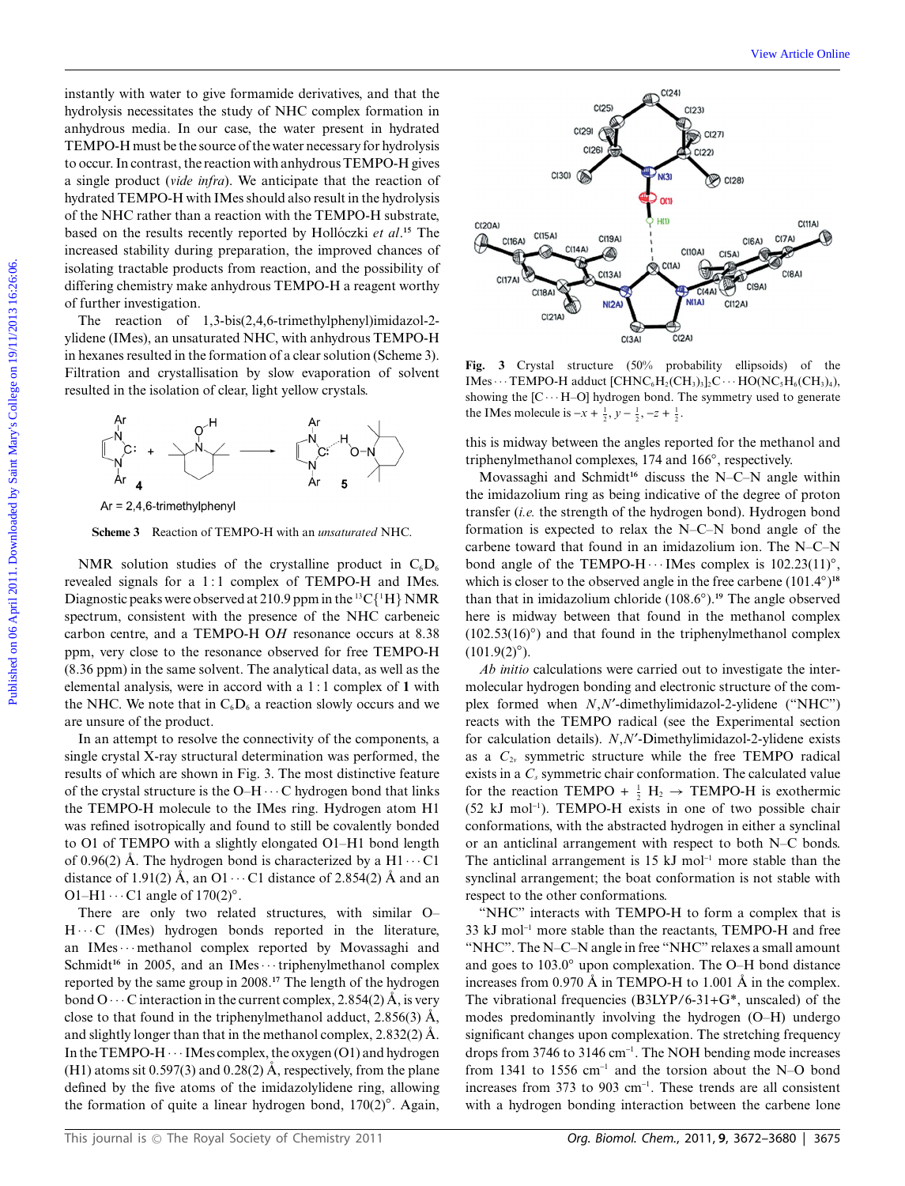instantly with water to give formamide derivatives, and that the hydrolysis necessitates the study of NHC complex formation in anhydrous media. In our case, the water present in hydrated TEMPO-H must be the source of the water necessary for hydrolysis to occur. In contrast, the reaction with anhydrous TEMPO-H gives a single product (*vide infra*). We anticipate that the reaction of hydrated TEMPO-H with IMes should also result in the hydrolysis of the NHC rather than a reaction with the TEMPO-H substrate, based on the results recently reported by Hollóczki *et al.*[15] The increased stability during preparation, the improved chances of isolating tractable products from reaction, and the possibility of differing chemistry make anhydrous TEMPO-H a reagent worthy of further investigation.

The reaction of 1,3-bis(2,4,6-trimethylphenyl)imidazol-2-ylidene (IMes), an unsaturated NHC, with anhydrous TEMPO-H in hexanes resulted in the formation of a clear solution (Scheme 3). Filtration and crystallisation by slow evaporation of solvent resulted in the isolation of clear, light yellow crystals.

Ar = 2,4,6-trimethylphenyl

**Scheme 3** Reaction of TEMPO-H with an *unsaturated* NHC.

NMR solution studies of the crystalline product in $C_6D_6$ revealed signals for a 1 : 1 complex of TEMPO-H and IMes. Diagnostic peaks were observed at 210.9 ppm in the $^{13}C\{^1H\}$ NMR spectrum, consistent with the presence of the NHC carbeneic carbon centre, and a TEMPO-H O*H* resonance occurs at 8.38 ppm, very close to the resonance observed for free TEMPO-H (8.36 ppm) in the same solvent. The analytical data, as well as the elemental analysis, were in accord with a 1 : 1 complex of **1** with the NHC. We note that in $C_6D_6$ a reaction slowly occurs and we are unsure of the product.

In an attempt to resolve the connectivity of the components, a single crystal X-ray structural determination was performed, the results of which are shown in Fig. 3. The most distinctive feature of the crystal structure is the O–H···C hydrogen bond that links the TEMPO-H molecule to the IMes ring. Hydrogen atom H1 was refined isotropically and found to still be covalently bonded to O1 of TEMPO with a slightly elongated O1–H1 bond length of 0.96(2) Å. The hydrogen bond is characterized by a H1···C1 distance of 1.91(2) Å, an O1···C1 distance of 2.854(2) Å and an O1–H1···C1 angle of 170(2)°.

There are only two related structures, with similar O–H···C (IMes) hydrogen bonds reported in the literature, an IMes···methanol complex reported by Movassaghi and Schmidt[16] in 2005, and an IMes···triphenylmethanol complex reported by the same group in 2008.[17] The length of the hydrogen bond O···C interaction in the current complex, 2.854(2) Å, is very close to that found in the triphenylmethanol adduct, 2.856(3) Å, and slightly longer than that in the methanol complex, 2.832(2) Å. In the TEMPO-H···IMes complex, the oxygen (O1) and hydrogen (H1) atoms sit 0.597(3) and 0.28(2) Å, respectively, from the plane defined by the five atoms of the imidazolylidene ring, allowing the formation of quite a linear hydrogen bond, 170(2)°. Again, this is midway between the angles reported for the methanol and triphenylmethanol complexes, 174 and 166°, respectively.

**Fig. 3** Crystal structure (50% probability ellipsoids) of the IMes···TEMPO-H adduct $[CHNC_6H_2(CH_3)_3]_2C\cdots HO(NC_5H_6(CH_3)_4)$, showing the [C···H–O] hydrogen bond. The symmetry used to generate the IMes molecule is $-x + \frac{1}{2}, y - \frac{1}{2}, -z + \frac{1}{2}$.

Movassaghi and Schmidt[16] discuss the N–C–N angle within the imidazolium ring as being indicative of the degree of proton transfer (*i.e.* the strength of the hydrogen bond). Hydrogen bond formation is expected to relax the N–C–N bond angle of the carbene toward that found in an imidazolium ion. The N–C–N bond angle of the TEMPO-H···IMes complex is 102.23(11)°, which is closer to the observed angle in the free carbene (101.4°)[18] than that in imidazolium chloride (108.6°).[19] The angle observed here is midway between that found in the methanol complex (102.53(16)°) and that found in the triphenylmethanol complex (101.9(2)°).

*Ab initio* calculations were carried out to investigate the intermolecular hydrogen bonding and electronic structure of the complex formed when *N*,*N*′-dimethylimidazol-2-ylidene ("NHC") reacts with the TEMPO radical (see the Experimental section for calculation details). *N*,*N*′-Dimethylimidazol-2-ylidene exists as a $C_{2v}$ symmetric structure while the free TEMPO radical exists in a $C_s$ symmetric chair conformation. The calculated value for the reaction TEMPO + $\frac{1}{2}$ $H_2$ → TEMPO-H is exothermic (52 kJ $mol^{-1}$). TEMPO-H exists in one of two possible chair conformations, with the abstracted hydrogen in either a synclinal or an anticlinal arrangement with respect to both N–C bonds. The anticlinal arrangement is 15 kJ $mol^{-1}$ more stable than the synclinal arrangement; the boat conformation is not stable with respect to the other conformations.

"NHC" interacts with TEMPO-H to form a complex that is 33 kJ $mol^{-1}$ more stable than the reactants, TEMPO-H and free "NHC". The N–C–N angle in free "NHC" relaxes a small amount and goes to 103.0° upon complexation. The O–H bond distance increases from 0.970 Å in TEMPO-H to 1.001 Å in the complex. The vibrational frequencies (B3LYP/6-31+G*, unscaled) of the modes predominantly involving the hydrogen (O–H) undergo significant changes upon complexation. The stretching frequency drops from 3746 to 3146 $cm^{-1}$. The NOH bending mode increases from 1341 to 1556 $cm^{-1}$ and the torsion about the N–O bond increases from 373 to 903 $cm^{-1}$. These trends are all consistent with a hydrogen bonding interaction between the carbene lone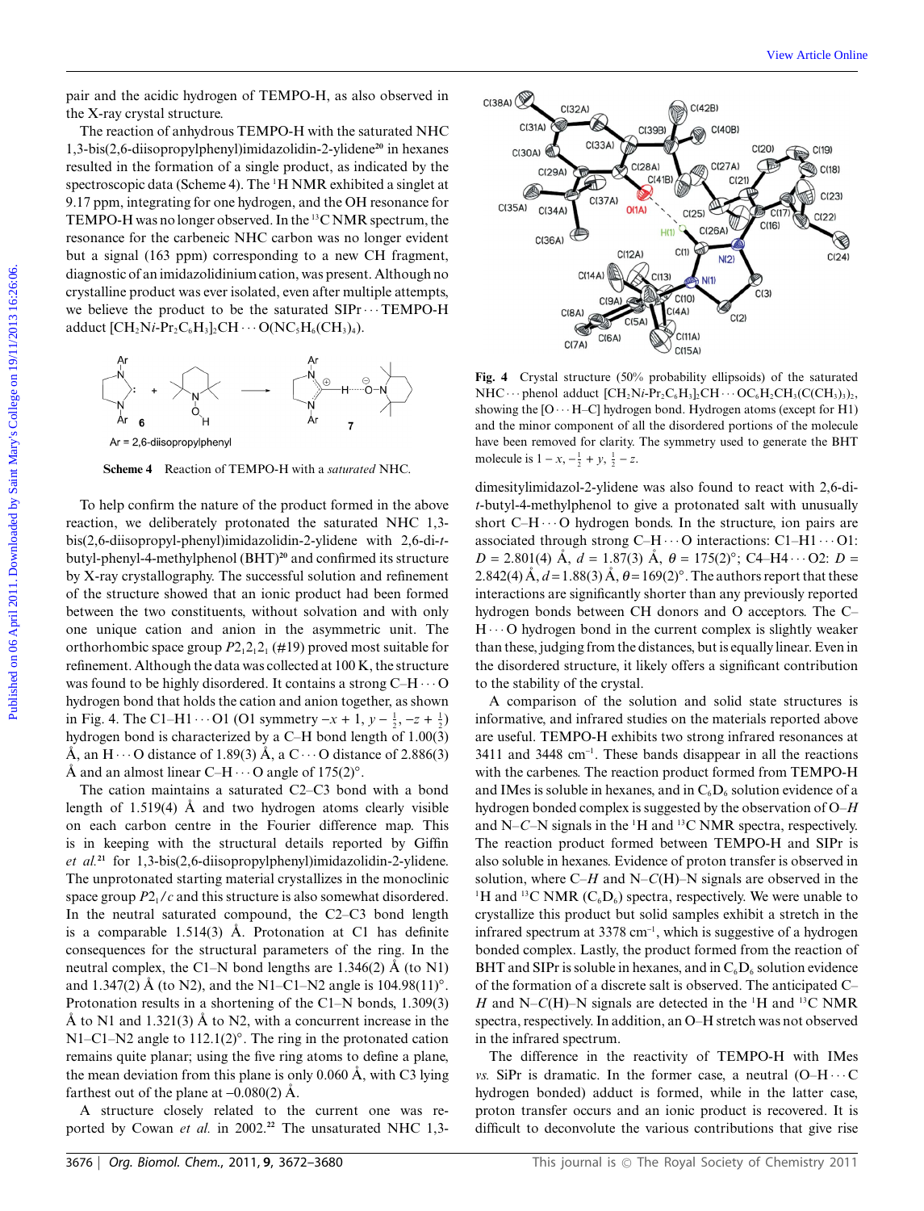pair and the acidic hydrogen of TEMPO-H, as also observed in the X-ray crystal structure.

The reaction of anhydrous TEMPO-H with the saturated NHC 1,3-bis(2,6-diisopropylphenyl)imidazolidin-2-ylidene[20] in hexanes resulted in the formation of a single product, as indicated by the spectroscopic data (Scheme 4). The $^{1}H$ NMR exhibited a singlet at 9.17 ppm, integrating for one hydrogen, and the OH resonance for TEMPO-H was no longer observed. In the $^{13}C$ NMR spectrum, the resonance for the carbeneic NHC carbon was no longer evident but a signal (163 ppm) corresponding to a new CH fragment, diagnostic of an imidazolidinium cation, was present. Although no crystalline product was ever isolated, even after multiple attempts, we believe the product to be the saturated SIPr···TEMPO-H adduct $[CH_2N\textit{i}\text{-}Pr_2C_6H_3]_2CH\cdots O(NC_5H_6(CH_3)_4)$.

Scheme 4 Reaction of TEMPO-H with a *saturated* NHC.

To help confirm the nature of the product formed in the above reaction, we deliberately protonated the saturated NHC 1,3-bis(2,6-diisopropyl-phenyl)imidazolidin-2-ylidene with 2,6-di-*t*-butyl-phenyl-4-methylphenol (BHT)[20] and confirmed its structure by X-ray crystallography. The successful solution and refinement of the structure showed that an ionic product had been formed between the two constituents, without solvation and with only one unique cation and anion in the asymmetric unit. The orthorhombic space group $P2_12_12_1$ (#19) proved most suitable for refinement. Although the data was collected at 100 K, the structure was found to be highly disordered. It contains a strong C–H···O hydrogen bond that holds the cation and anion together, as shown in Fig. 4. The C1–H1···O1 (O1 symmetry $-x + 1$, $y - \frac{1}{2}$, $-z + \frac{1}{2}$) hydrogen bond is characterized by a C–H bond length of 1.00(3) Å, an H···O distance of 1.89(3) Å, a C···O distance of 2.886(3) Å and an almost linear C–H···O angle of 175(2)°.

The cation maintains a saturated C2–C3 bond with a bond length of 1.519(4) Å and two hydrogen atoms clearly visible on each carbon centre in the Fourier difference map. This is in keeping with the structural details reported by Giffin *et al.*[21] for 1,3-bis(2,6-diisopropylphenyl)imidazolidin-2-ylidene. The unprotonated starting material crystallizes in the monoclinic space group $P2_1/c$ and this structure is also somewhat disordered. In the neutral saturated compound, the C2–C3 bond length is a comparable 1.514(3) Å. Protonation at C1 has definite consequences for the structural parameters of the ring. In the neutral complex, the C1–N bond lengths are 1.346(2) Å (to N1) and 1.347(2) Å (to N2), and the N1–C1–N2 angle is 104.98(11)°. Protonation results in a shortening of the C1–N bonds, 1.309(3) Å to N1 and 1.321(3) Å to N2, with a concurrent increase in the N1–C1–N2 angle to 112.1(2)°. The ring in the protonated cation remains quite planar; using the five ring atoms to define a plane, the mean deviation from this plane is only 0.060 Å, with C3 lying farthest out of the plane at –0.080(2) Å.

A structure closely related to the current one was reported by Cowan *et al.* in 2002.[22] The unsaturated NHC 1,3-dimesitylimidazol-2-ylidene was also found to react with 2,6-di-*t*-butyl-4-methylphenol to give a protonated salt with unusually short C–H···O hydrogen bonds. In the structure, ion pairs are associated through strong C–H···O interactions: C1–H1···O1: $D$ = 2.801(4) Å, $d$ = 1.87(3) Å, $\theta$ = 175(2)°; C4–H4···O2: $D$ = 2.842(4) Å, $d$ = 1.88(3) Å, $\theta$ = 169(2)°. The authors report that these interactions are significantly shorter than any previously reported hydrogen bonds between CH donors and O acceptors. The C–H···O hydrogen bond in the current complex is slightly weaker than these, judging from the distances, but is equally linear. Even in the disordered structure, it likely offers a significant contribution to the stability of the crystal.

Fig. 4 Crystal structure (50% probability ellipsoids) of the saturated NHC···phenol adduct $[CH_2N\textit{i}\text{-}Pr_2C_6H_3]_2CH\cdots OC_6H_2CH_3(C(CH_3)_3)_2$, showing the [O···H–C] hydrogen bond. Hydrogen atoms (except for H1) and the minor component of all the disordered portions of the molecule have been removed for clarity. The symmetry used to generate the BHT molecule is $1 - x$, $-\frac{1}{2} + y$, $\frac{1}{2} - z$.

A comparison of the solution and solid state structures is informative, and infrared studies on the materials reported above are useful. TEMPO-H exhibits two strong infrared resonances at 3411 and 3448 cm$^{-1}$. These bands disappear in all the reactions with the carbenes. The reaction product formed from TEMPO-H and IMes is soluble in hexanes, and in $C_6D_6$ solution evidence of a hydrogen bonded complex is suggested by the observation of O–*H* and N–*C*–N signals in the $^{1}H$ and $^{13}C$ NMR spectra, respectively. The reaction product formed between TEMPO-H and SIPr is also soluble in hexanes. Evidence of proton transfer is observed in solution, where C–*H* and N–*C*(H)–N signals are observed in the $^{1}H$ and $^{13}C$ NMR ($C_6D_6$) spectra, respectively. We were unable to crystallize this product but solid samples exhibit a stretch in the infrared spectrum at 3378 cm$^{-1}$, which is suggestive of a hydrogen bonded complex. Lastly, the product formed from the reaction of BHT and SIPr is soluble in hexanes, and in $C_6D_6$ solution evidence of the formation of a discrete salt is observed. The anticipated C–*H* and N–*C*(H)–N signals are detected in the $^{1}H$ and $^{13}C$ NMR spectra, respectively. In addition, an O–H stretch was not observed in the infrared spectrum.

The difference in the reactivity of TEMPO-H with IMes *vs.* SiPr is dramatic. In the former case, a neutral (O–H···C hydrogen bonded) adduct is formed, while in the latter case, proton transfer occurs and an ionic product is recovered. It is difficult to deconvolute the various contributions that give rise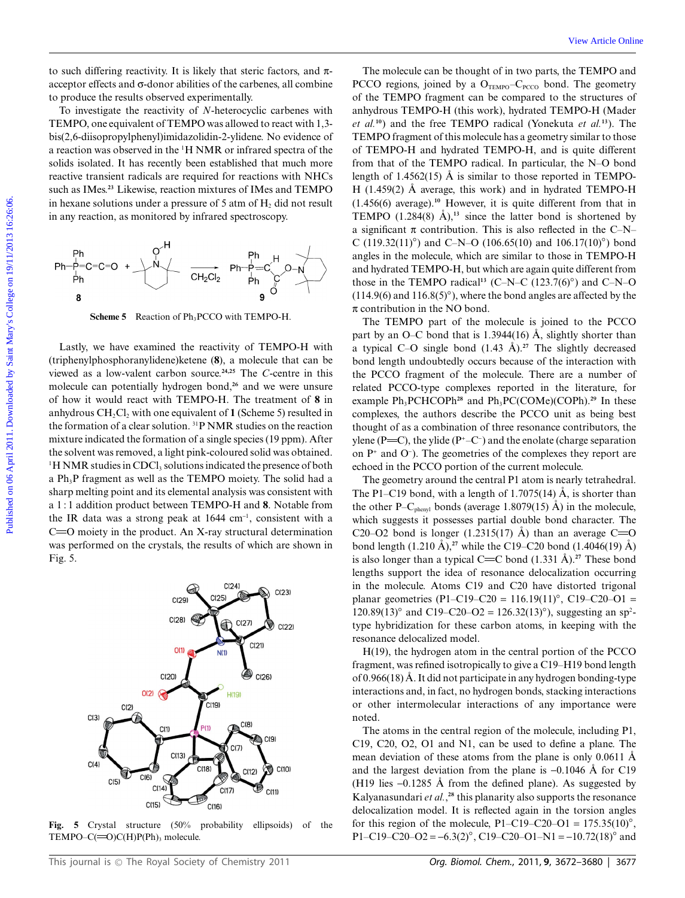to such differing reactivity. It is likely that steric factors, and π-acceptor effects and σ-donor abilities of the carbenes, all combine to produce the results observed experimentally.

To investigate the reactivity of *N*-heterocyclic carbenes with TEMPO, one equivalent of TEMPO was allowed to react with 1,3-bis(2,6-diisopropylphenyl)imidazolidin-2-ylidene. No evidence of a reaction was observed in the $^1$H NMR or infrared spectra of the solids isolated. It has recently been established that much more reactive transient radicals are required for reactions with NHCs such as IMes.[23] Likewise, reaction mixtures of IMes and TEMPO in hexane solutions under a pressure of 5 atm of $H_2$ did not result in any reaction, as monitored by infrared spectroscopy.

**Scheme 5** Reaction of $Ph_3PCCO$ with TEMPO-H.

Lastly, we have examined the reactivity of TEMPO-H with (triphenylphosphoranylidene)ketene (**8**), a molecule that can be viewed as a low-valent carbon source.[24,25] The *C*-centre in this molecule can potentially hydrogen bond,[26] and we were unsure of how it would react with TEMPO-H. The treatment of **8** in anhydrous $CH_2Cl_2$ with one equivalent of **1** (Scheme 5) resulted in the formation of a clear solution. $^{31}$P NMR studies on the reaction mixture indicated the formation of a single species (19 ppm). After the solvent was removed, a light pink-coloured solid was obtained. $^1$H NMR studies in $CDCl_3$ solutions indicated the presence of both a $Ph_3P$ fragment as well as the TEMPO moiety. The solid had a sharp melting point and its elemental analysis was consistent with a 1 : 1 addition product between TEMPO-H and **8**. Notable from the IR data was a strong peak at 1644 cm$^{-1}$, consistent with a C=O moiety in the product. An X-ray structural determination was performed on the crystals, the results of which are shown in Fig. 5.

**Fig. 5** Crystal structure (50% probability ellipsoids) of the TEMPO–C(=O)C(H)P(Ph)$_3$ molecule.

The molecule can be thought of in two parts, the TEMPO and PCCO regions, joined by a $O_{TEMPO}$–$C_{PCCO}$ bond. The geometry of the TEMPO fragment can be compared to the structures of anhydrous TEMPO-H (this work), hydrated TEMPO-H (Mader *et al.*[10]) and the free TEMPO radical (Yonekuta *et al.*[13]). The TEMPO fragment of this molecule has a geometry similar to those of TEMPO-H and hydrated TEMPO-H, and is quite different from that of the TEMPO radical. In particular, the N–O bond length of 1.4562(15) Å is similar to those reported in TEMPO-H (1.459(2) Å average, this work) and in hydrated TEMPO-H (1.456(6) average).[10] However, it is quite different from that in TEMPO (1.284(8) Å),[13] since the latter bond is shortened by a significant π contribution. This is also reflected in the C–N–C (119.32(11)°) and C–N–O (106.65(10) and 106.17(10)°) bond angles in the molecule, which are similar to those in TEMPO-H and hydrated TEMPO-H, but which are again quite different from those in the TEMPO radical[13] (C–N–C (123.7(6)°) and C–N–O (114.9(6) and 116.8(5)°), where the bond angles are affected by the π contribution in the NO bond.

The TEMPO part of the molecule is joined to the PCCO part by an O–C bond that is 1.3944(16) Å, slightly shorter than a typical C–O single bond (1.43 Å).[27] The slightly decreased bond length undoubtedly occurs because of the interaction with the PCCO fragment of the molecule. There are a number of related PCCO-type complexes reported in the literature, for example $Ph_3PCHCOPh$[28] and $Ph_3PC(COMe)(COPh)$.[29] In these complexes, the authors describe the PCCO unit as being best thought of as a combination of three resonance contributors, the ylene (P=C), the ylide ($P^+$–$C^-$) and the enolate (charge separation on $P^+$ and $O^-$). The geometries of the complexes they report are echoed in the PCCO portion of the current molecule.

The geometry around the central P1 atom is nearly tetrahedral. The P1–C19 bond, with a length of 1.7075(14) Å, is shorter than the other P–$C_{phenyl}$ bonds (average 1.8079(15) Å) in the molecule, which suggests it possesses partial double bond character. The C20–O2 bond is longer (1.2315(17) Å) than an average C=O bond length (1.210 Å),[27] while the C19–C20 bond (1.4046(19) Å) is also longer than a typical C=C bond (1.331 Å).[27] These bond lengths support the idea of resonance delocalization occurring in the molecule. Atoms C19 and C20 have distorted trigonal planar geometries (P1–C19–C20 = 116.19(11)°, C19–C20–O1 = 120.89(13)° and C19–C20–O2 = 126.32(13)°), suggesting an $sp^2$-type hybridization for these carbon atoms, in keeping with the resonance delocalized model.

H(19), the hydrogen atom in the central portion of the PCCO fragment, was refined isotropically to give a C19–H19 bond length of 0.966(18) Å. It did not participate in any hydrogen bonding-type interactions and, in fact, no hydrogen bonds, stacking interactions or other intermolecular interactions of any importance were noted.

The atoms in the central region of the molecule, including P1, C19, C20, O2, O1 and N1, can be used to define a plane. The mean deviation of these atoms from the plane is only 0.0611 Å and the largest deviation from the plane is −0.1046 Å for C19 (H19 lies −0.1285 Å from the defined plane). As suggested by Kalyanasundari *et al.*,[28] this planarity also supports the resonance delocalization model. It is reflected again in the torsion angles for this region of the molecule, P1–C19–C20–O1 = 175.35(10)°, P1–C19–C20–O2 = −6.3(2)°, C19–C20–O1–N1 = −10.72(18)° and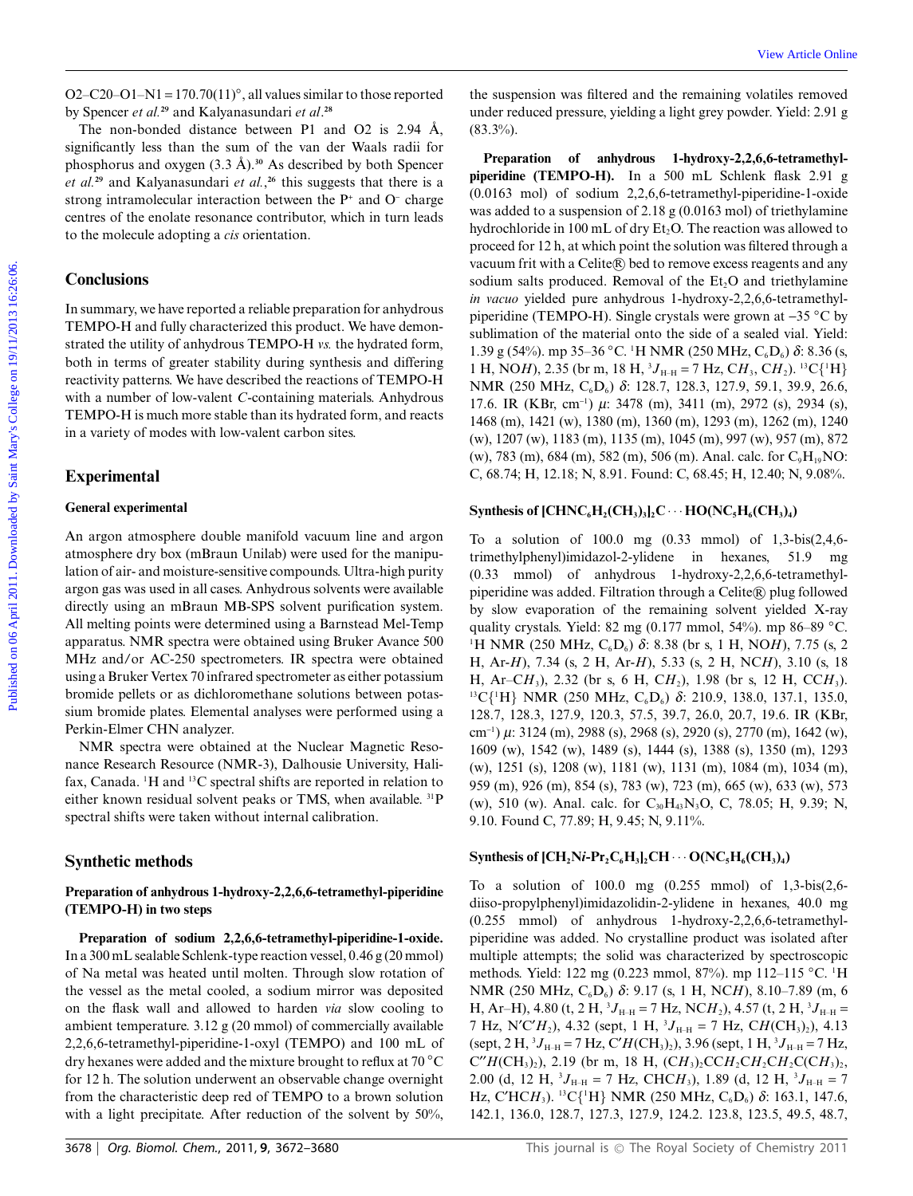O2–C20–O1–N1 = 170.70(11)°, all values similar to those reported by Spencer *et al.*[29] and Kalyanasundari *et al.*[28]

The non-bonded distance between P1 and O2 is 2.94 Å, significantly less than the sum of the van der Waals radii for phosphorus and oxygen (3.3 Å).[30] As described by both Spencer *et al.*[29] and Kalyanasundari *et al.*,[26] this suggests that there is a strong intramolecular interaction between the $P^+$ and $O^-$ charge centres of the enolate resonance contributor, which in turn leads to the molecule adopting a *cis* orientation.

## Conclusions

In summary, we have reported a reliable preparation for anhydrous TEMPO-H and fully characterized this product. We have demonstrated the utility of anhydrous TEMPO-H *vs.* the hydrated form, both in terms of greater stability during synthesis and differing reactivity patterns. We have described the reactions of TEMPO-H with a number of low-valent *C*-containing materials. Anhydrous TEMPO-H is much more stable than its hydrated form, and reacts in a variety of modes with low-valent carbon sites.

## Experimental

### General experimental

An argon atmosphere double manifold vacuum line and argon atmosphere dry box (mBraun Unilab) were used for the manipulation of air- and moisture-sensitive compounds. Ultra-high purity argon gas was used in all cases. Anhydrous solvents were available directly using an mBraun MB-SPS solvent purification system. All melting points were determined using a Barnstead Mel-Temp apparatus. NMR spectra were obtained using Bruker Avance 500 MHz and/or AC-250 spectrometers. IR spectra were obtained using a Bruker Vertex 70 infrared spectrometer as either potassium bromide pellets or as dichloromethane solutions between potassium bromide plates. Elemental analyses were performed using a Perkin-Elmer CHN analyzer.

NMR spectra were obtained at the Nuclear Magnetic Resonance Research Resource (NMR-3), Dalhousie University, Halifax, Canada. $^{1}$H and $^{13}$C spectral shifts are reported in relation to either known residual solvent peaks or TMS, when available. $^{31}$P spectral shifts were taken without internal calibration.

## Synthetic methods

### Preparation of anhydrous 1-hydroxy-2,2,6,6-tetramethyl-piperidine (TEMPO-H) in two steps

**Preparation of sodium 2,2,6,6-tetramethyl-piperidine-1-oxide.** In a 300 mL sealable Schlenk-type reaction vessel, 0.46 g (20 mmol) of Na metal was heated until molten. Through slow rotation of the vessel as the metal cooled, a sodium mirror was deposited on the flask wall and allowed to harden *via* slow cooling to ambient temperature. 3.12 g (20 mmol) of commercially available 2,2,6,6-tetramethyl-piperidine-1-oxyl (TEMPO) and 100 mL of dry hexanes were added and the mixture brought to reflux at 70 °C for 12 h. The solution underwent an observable change overnight from the characteristic deep red of TEMPO to a brown solution with a light precipitate. After reduction of the solvent by 50%, the suspension was filtered and the remaining volatiles removed under reduced pressure, yielding a light grey powder. Yield: 2.91 g (83.3%).

**Preparation of anhydrous 1-hydroxy-2,2,6,6-tetramethyl-piperidine (TEMPO-H).** In a 500 mL Schlenk flask 2.91 g (0.0163 mol) of sodium 2,2,6,6-tetramethyl-piperidine-1-oxide was added to a suspension of 2.18 g (0.0163 mol) of triethylamine hydrochloride in 100 mL of dry $Et_2O$. The reaction was allowed to proceed for 12 h, at which point the solution was filtered through a vacuum frit with a Celite® bed to remove excess reagents and any sodium salts produced. Removal of the $Et_2O$ and triethylamine *in vacuo* yielded pure anhydrous 1-hydroxy-2,2,6,6-tetramethyl-piperidine (TEMPO-H). Single crystals were grown at −35 °C by sublimation of the material onto the side of a sealed vial. Yield: 1.39 g (54%). mp 35–36 °C. $^{1}$H NMR (250 MHz, $C_6D_6$) δ: 8.36 (s, 1 H, NO*H*), 2.35 (br m, 18 H, $^{3}J_{H-H}$ = 7 Hz, C*H*$_3$, C*H*$_2$). $^{13}$C{$^{1}$H} NMR (250 MHz, $C_6D_6$) δ: 128.7, 128.3, 127.9, 59.1, 39.9, 26.6, 17.6. IR (KBr, cm$^{-1}$) μ: 3478 (m), 3411 (m), 2972 (s), 2934 (s), 1468 (m), 1421 (w), 1380 (m), 1360 (m), 1293 (m), 1262 (m), 1240 (w), 1207 (w), 1183 (m), 1135 (m), 1045 (m), 997 (w), 957 (m), 872 (w), 783 (m), 684 (m), 582 (m), 506 (m). Anal. calc. for $C_9H_{19}NO$: C, 68.74; H, 12.18; N, 8.91. Found: C, 68.45; H, 12.40; N, 9.08%.

### Synthesis of $[CHNC_6H_2(CH_3)_3]_2C\cdots HO(NC_5H_6(CH_3)_4)$

To a solution of 100.0 mg (0.33 mmol) of 1,3-bis(2,4,6-trimethylphenyl)imidazol-2-ylidene in hexanes, 51.9 mg (0.33 mmol) of anhydrous 1-hydroxy-2,2,6,6-tetramethyl-piperidine was added. Filtration through a Celite® plug followed by slow evaporation of the remaining solvent yielded X-ray quality crystals. Yield: 82 mg (0.177 mmol, 54%). mp 86–89 °C. $^{1}$H NMR (250 MHz, $C_6D_6$) δ: 8.38 (br s, 1 H, NO*H*), 7.75 (s, 2 H, Ar-*H*), 7.34 (s, 2 H, Ar-*H*), 5.33 (s, 2 H, NC*H*), 3.10 (s, 18 H, Ar–C*H*$_3$), 2.32 (br s, 6 H, C*H*$_2$), 1.98 (br s, 12 H, CC*H*$_3$). $^{13}$C{$^{1}$H} NMR (250 MHz, $C_6D_6$) δ: 210.9, 138.0, 137.1, 135.0, 128.7, 128.3, 127.9, 120.3, 57.5, 39.7, 26.0, 20.7, 19.6. IR (KBr, cm$^{-1}$) μ: 3124 (m), 2988 (s), 2968 (s), 2920 (s), 2770 (m), 1642 (w), 1609 (w), 1542 (w), 1489 (s), 1444 (s), 1388 (s), 1350 (m), 1293 (w), 1251 (s), 1208 (w), 1181 (w), 1131 (m), 1084 (m), 1034 (m), 959 (m), 926 (m), 854 (s), 783 (w), 723 (m), 665 (w), 633 (w), 573 (w), 510 (w). Anal. calc. for $C_{30}H_{43}N_3O$, C, 78.05; H, 9.39; N, 9.10. Found C, 77.89; H, 9.45; N, 9.11%.

### Synthesis of $[CH_2N\textit{i}\text{-}Pr_2C_6H_3]_2CH\cdots O(NC_5H_6(CH_3)_4)$

To a solution of 100.0 mg (0.255 mmol) of 1,3-bis(2,6-diiso-propylphenyl)imidazolidin-2-ylidene in hexanes, 40.0 mg (0.255 mmol) of anhydrous 1-hydroxy-2,2,6,6-tetramethyl-piperidine was added. No crystalline product was isolated after multiple attempts; the solid was characterized by spectroscopic methods. Yield: 122 mg (0.223 mmol, 87%). mp 112–115 °C. $^{1}$H NMR (250 MHz, $C_6D_6$) δ: 9.17 (s, 1 H, NC*H*), 8.10–7.89 (m, 6 H, Ar–H), 4.80 (t, 2 H, $^{3}J_{H-H}$ = 7 Hz, NC*H*$_2$), 4.57 (t, 2 H, $^{3}J_{H-H}$ = 7 Hz, N′C′*H*$_2$), 4.32 (sept, 1 H, $^{3}J_{H-H}$ = 7 Hz, C*H*(CH$_3$)$_2$), 4.13 (sept, 2 H, $^{3}J_{H-H}$ = 7 Hz, C′*H*(CH$_3$)$_2$), 3.96 (sept, 1 H, $^{3}J_{H-H}$ = 7 Hz, C″*H*(CH$_3$)$_2$), 2.19 (br m, 18 H, (C*H*$_3$)$_2$CC*H*$_2$C*H*$_2$C*H*$_2$C(C*H*$_3$)$_2$, 2.00 (d, 12 H, $^{3}J_{H-H}$ = 7 Hz, CHC*H*$_3$), 1.89 (d, 12 H, $^{3}J_{H-H}$ = 7 Hz, C′HC*H*$_3$). $^{13}$C{$^{1}$H} NMR (250 MHz, $C_6D_6$) δ: 163.1, 147.6, 142.1, 136.0, 128.7, 127.3, 127.9, 124.2. 123.8, 123.5, 49.5, 48.7,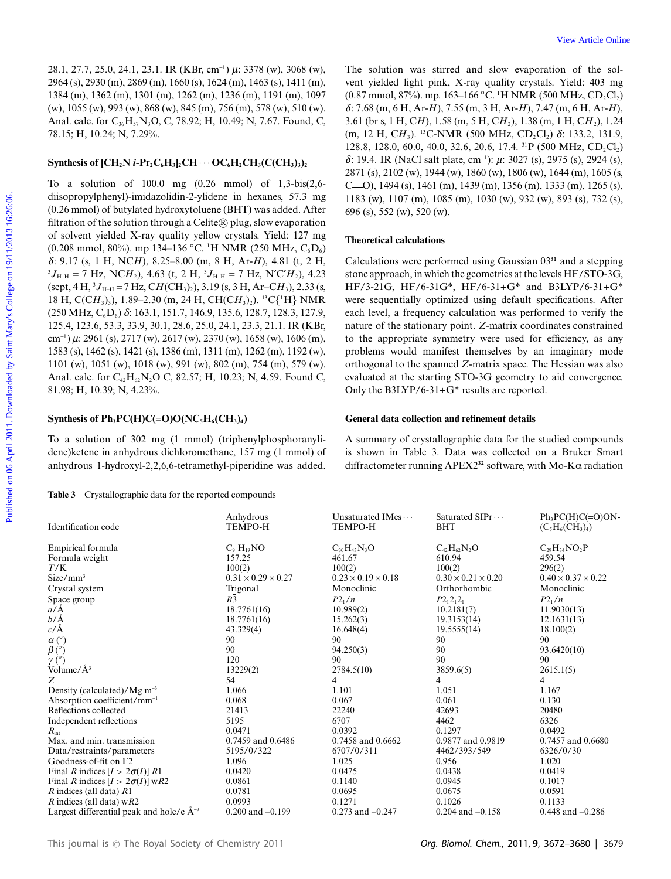28.1, 27.7, 25.0, 24.1, 23.1. IR (KBr, $cm^{-1}$) $\mu$: 3378 (w), 3068 (w), 2964 (s), 2930 (m), 2869 (m), 1660 (s), 1624 (m), 1463 (s), 1411 (m), 1384 (m), 1362 (m), 1301 (m), 1262 (m), 1236 (m), 1191 (m), 1097 (w), 1055 (w), 993 (w), 868 (w), 845 (m), 756 (m), 578 (w), 510 (w). Anal. calc. for $C_{36}H_{57}N_3O$, C, 78.92; H, 10.49; N, 7.67. Found, C, 78.15; H, 10.24; N, 7.29%.

### Synthesis of $[CH_2N\ i\text{-}Pr_2C_6H_3]_2CH\cdots OC_6H_2CH_3(C(CH_3)_3)_2$

To a solution of 100.0 mg (0.26 mmol) of 1,3-bis(2,6-diisopropylphenyl)-imidazolidin-2-ylidene in hexanes, 57.3 mg (0.26 mmol) of butylated hydroxytoluene (BHT) was added. After filtration of the solution through a Celite® plug, slow evaporation of solvent yielded X-ray quality yellow crystals. Yield: 127 mg (0.208 mmol, 80%). mp 134–136 °C. $^1$H NMR (250 MHz, $C_6D_6$) $\delta$: 9.17 (s, 1 H, NC*H*), 8.25–8.00 (m, 8 H, Ar-*H*), 4.81 (t, 2 H, $^3J_{H-H}$ = 7 Hz, NC*H*$_2$), 4.63 (t, 2 H, $^3J_{H-H}$ = 7 Hz, N′C′*H*$_2$), 4.23 (sept, 4 H, $^3J_{H-H}$ = 7 Hz, C*H*(CH$_3$)$_2$), 3.19 (s, 3 H, Ar–C*H*$_3$), 2.33 (s, 18 H, C(C*H*$_3$)$_3$), 1.89–2.30 (m, 24 H, CH(C*H*$_3$)$_2$). $^{13}$C{$^1$H} NMR (250 MHz, $C_6D_6$) $\delta$: 163.1, 151.7, 146.9, 135.6, 128.7, 128.3, 127.9, 125.4, 123.6, 53.3, 33.9, 30.1, 28.6, 25.0, 24.1, 23.3, 21.1. IR (KBr, $cm^{-1}$) $\mu$: 2961 (s), 2717 (w), 2617 (w), 2370 (w), 1658 (w), 1606 (m), 1583 (s), 1462 (s), 1421 (s), 1386 (m), 1311 (m), 1262 (m), 1192 (w), 1101 (w), 1051 (w), 1018 (w), 991 (w), 802 (m), 754 (m), 579 (w). Anal. calc. for $C_{42}H_{62}N_2O$ C, 82.57; H, 10.23; N, 4.59. Found C, 81.98; H, 10.39; N, 4.23%.

### Synthesis of $Ph_3PC(H)C(=O)O(NC_5H_6(CH_3)_4)$

To a solution of 302 mg (1 mmol) of (triphenylphosphoranylidene)ketene in anhydrous dichloromethane, 157 mg (1 mmol) of anhydrous 1-hydroxyl-2,2,6,6-tetramethyl-piperidine was added. The solution was stirred and slow evaporation of the solvent yielded light pink, X-ray quality crystals. Yield: 403 mg (0.87 mmol, 87%). mp. 163–166 °C. $^1$H NMR (500 MHz, $CD_2Cl_2$) $\delta$: 7.68 (m, 6 H, Ar-*H*), 7.55 (m, 3 H, Ar-*H*), 7.47 (m, 6 H, Ar-*H*), 3.61 (br s, 1 H, C*H*), 1.58 (m, 5 H, C*H*$_2$), 1.38 (m, 1 H, C*H*$_2$), 1.24 (m, 12 H, C*H*$_3$). $^{13}$C-NMR (500 MHz, $CD_2Cl_2$) $\delta$: 133.2, 131.9, 128.8, 128.0, 60.0, 40.0, 32.6, 20.6, 17.4. $^{31}$P (500 MHz, $CD_2Cl_2$) $\delta$: 19.4. IR (NaCl salt plate, $cm^{-1}$): $\mu$: 3027 (s), 2975 (s), 2924 (s), 2871 (s), 2102 (w), 1944 (w), 1860 (w), 1806 (w), 1644 (m), 1605 (s, C=O), 1494 (s), 1461 (m), 1439 (m), 1356 (m), 1333 (m), 1265 (s), 1183 (w), 1107 (m), 1085 (m), 1030 (w), 932 (w), 893 (s), 732 (s), 696 (s), 552 (w), 520 (w).

## Theoretical calculations

Calculations were performed using Gaussian 03[31] and a stepping stone approach, in which the geometries at the levels HF/STO-3G, HF/3-21G, HF/6-31G\*, HF/6-31+G\* and B3LYP/6-31+G\* were sequentially optimized using default specifications. After each level, a frequency calculation was performed to verify the nature of the stationary point. *Z*-matrix coordinates constrained to the appropriate symmetry were used for efficiency, as any problems would manifest themselves by an imaginary mode orthogonal to the spanned *Z*-matrix space. The Hessian was also evaluated at the starting STO-3G geometry to aid convergence. Only the B3LYP/6-31+G\* results are reported.

## General data collection and refinement details

A summary of crystallographic data for the studied compounds is shown in Table 3. Data was collected on a Bruker Smart diffractometer running APEX2[32] software, with Mo-K$\alpha$ radiation

**Table 3** Crystallographic data for the reported compounds

| Identification code | Anhydrous TEMPO-H | Unsaturated IMes··· TEMPO-H | Saturated SIPr··· BHT | $Ph_3PC(H)C(=O)ON$-$(C_5H_6(CH_3)_4)$ |
|---|---|---|---|---|
| Empirical formula | $C_9H_{19}NO$ | $C_{30}H_{43}N_3O$ | $C_{42}H_{62}N_2O$ | $C_{29}H_{34}NO_2P$ |
| Formula weight | 157.25 | 461.67 | 610.94 | 459.54 |
| $T$/K | 100(2) | 100(2) | 100(2) | 296(2) |
| Size/mm$^3$ | 0.31 × 0.29 × 0.27 | 0.23 × 0.19 × 0.18 | 0.30 × 0.21 × 0.20 | 0.40 × 0.37 × 0.22 |
| Crystal system | Trigonal | Monoclinic | Orthorhombic | Monoclinic |
| Space group | $R\bar{3}$ | $P2_1/n$ | $P2_12_12_1$ | $P2_1/n$ |
| $a$/Å | 18.7761(16) | 10.989(2) | 10.2181(7) | 11.9030(13) |
| $b$/Å | 18.7761(16) | 15.262(3) | 19.3153(14) | 12.1631(13) |
| $c$/Å | 43.329(4) | 16.648(4) | 19.5555(14) | 18.100(2) |
| $\alpha$ (°) | 90 | 90 | 90 | 90 |
| $\beta$ (°) | 90 | 94.250(3) | 90 | 93.6420(10) |
| $\gamma$ (°) | 120 | 90 | 90 | 90 |
| Volume/Å$^3$ | 13229(2) | 2784.5(10) | 3859.6(5) | 2615.1(5) |
| $Z$ | 54 | 4 | 4 | 4 |
| Density (calculated)/Mg m$^{-3}$ | 1.066 | 1.101 | 1.051 | 1.167 |
| Absorption coefficient/mm$^{-1}$ | 0.068 | 0.067 | 0.061 | 0.130 |
| Reflections collected | 21413 | 22240 | 42693 | 20480 |
| Independent reflections | 5195 | 6707 | 4462 | 6326 |
| $R_{int}$ | 0.0471 | 0.0392 | 0.1297 | 0.0492 |
| Max. and min. transmission | 0.7459 and 0.6486 | 0.7458 and 0.6662 | 0.9877 and 0.9819 | 0.7457 and 0.6680 |
| Data/restraints/parameters | 5195/0/322 | 6707/0/311 | 4462/393/549 | 6326/0/30 |
| Goodness-of-fit on F2 | 1.096 | 1.025 | 0.956 | 1.020 |
| Final $R$ indices [$I > 2\sigma(I)$] $R1$ | 0.0420 | 0.0475 | 0.0438 | 0.0419 |
| Final $R$ indices [$I > 2\sigma(I)$] w$R2$ | 0.0861 | 0.1140 | 0.0945 | 0.1017 |
| $R$ indices (all data) $R1$ | 0.0781 | 0.0695 | 0.0675 | 0.0591 |
| $R$ indices (all data) w$R2$ | 0.0993 | 0.1271 | 0.1026 | 0.1133 |
| Largest differential peak and hole/e Å$^{-3}$ | 0.200 and −0.199 | 0.273 and −0.247 | 0.204 and −0.158 | 0.448 and −0.286 |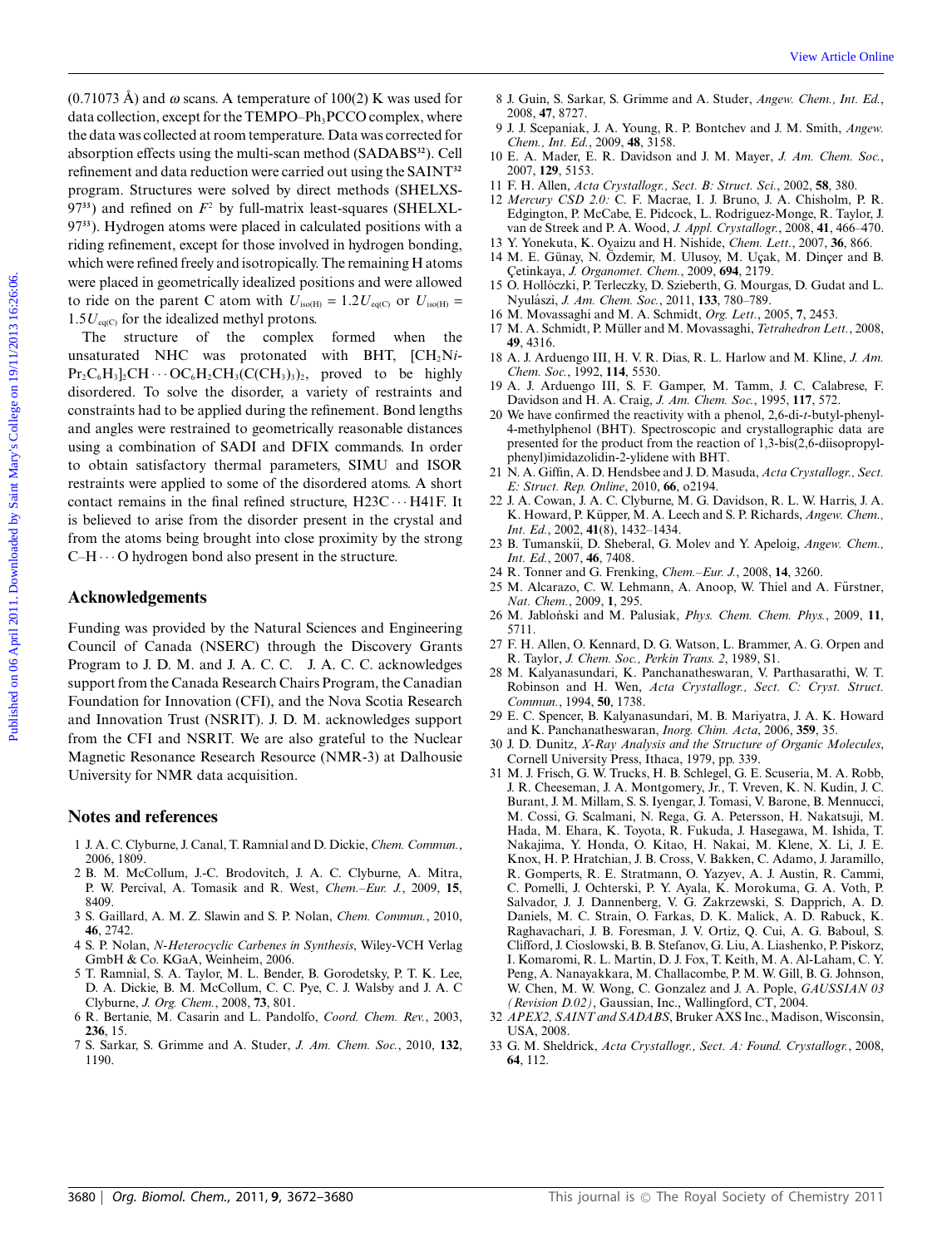(0.71073 Å) and $\omega$ scans. A temperature of 100(2) K was used for data collection, except for the TEMPO–$Ph_3PCCO$ complex, where the data was collected at room temperature. Data was corrected for absorption effects using the multi-scan method (SADABS[32]). Cell refinement and data reduction were carried out using the SAINT[32] program. Structures were solved by direct methods (SHELXS-97[33]) and refined on $F^2$ by full-matrix least-squares (SHELXL-97[33]). Hydrogen atoms were placed in calculated positions with a riding refinement, except for those involved in hydrogen bonding, which were refined freely and isotropically. The remaining H atoms were placed in geometrically idealized positions and were allowed to ride on the parent C atom with $U_{iso(H)} = 1.2U_{eq(C)}$ or $U_{iso(H)} = 1.5U_{eq(C)}$ for the idealized methyl protons.

The structure of the complex formed when the unsaturated NHC was protonated with BHT, $[CH_2N\textit{i}\text{-}Pr_2C_6H_3]_2CH\cdots OC_6H_2CH_3(C(CH_3)_3)_2$, proved to be highly disordered. To solve the disorder, a variety of restraints and constraints had to be applied during the refinement. Bond lengths and angles were restrained to geometrically reasonable distances using a combination of SADI and DFIX commands. In order to obtain satisfactory thermal parameters, SIMU and ISOR restraints were applied to some of the disordered atoms. A short contact remains in the final refined structure, H23C···H41F. It is believed to arise from the disorder present in the crystal and from the atoms being brought into close proximity by the strong C–H···O hydrogen bond also present in the structure.

## Acknowledgements

Funding was provided by the Natural Sciences and Engineering Council of Canada (NSERC) through the Discovery Grants Program to J. D. M. and J. A. C. C. J. A. C. C. acknowledges support from the Canada Research Chairs Program, the Canadian Foundation for Innovation (CFI), and the Nova Scotia Research and Innovation Trust (NSRIT). J. D. M. acknowledges support from the CFI and NSRIT. We are also grateful to the Nuclear Magnetic Resonance Research Resource (NMR-3) at Dalhousie University for NMR data acquisition.

## Notes and references

1 J. A. C. Clyburne, J. Canal, T. Ramnial and D. Dickie, *Chem. Commun.*, 2006, 1809.
2 B. M. McCollum, J.-C. Brodovitch, J. A. C. Clyburne, A. Mitra, P. W. Percival, A. Tomasik and R. West, *Chem.–Eur. J.*, 2009, **15**, 8409.
3 S. Gaillard, A. M. Z. Slawin and S. P. Nolan, *Chem. Commun.*, 2010, **46**, 2742.
4 S. P. Nolan, *N-Heterocyclic Carbenes in Synthesis*, Wiley-VCH Verlag GmbH & Co. KGaA, Weinheim, 2006.
5 T. Ramnial, S. A. Taylor, M. L. Bender, B. Gorodetsky, P. T. K. Lee, D. A. Dickie, B. M. McCollum, C. C. Pye, C. J. Walsby and J. A. C Clyburne, *J. Org. Chem.*, 2008, **73**, 801.
6 R. Bertanie, M. Casarin and L. Pandolfo, *Coord. Chem. Rev.*, 2003, **236**, 15.
7 S. Sarkar, S. Grimme and A. Studer, *J. Am. Chem. Soc.*, 2010, **132**, 1190.
8 J. Guin, S. Sarkar, S. Grimme and A. Studer, *Angew. Chem., Int. Ed.*, 2008, **47**, 8727.
9 J. J. Scepaniak, J. A. Young, R. P. Bontchev and J. M. Smith, *Angew. Chem., Int. Ed.*, 2009, **48**, 3158.
10 E. A. Mader, E. R. Davidson and J. M. Mayer, *J. Am. Chem. Soc.*, 2007, **129**, 5153.
11 F. H. Allen, *Acta Crystallogr., Sect. B: Struct. Sci.*, 2002, **58**, 380.
12 *Mercury CSD 2.0:* C. F. Macrae, I. J. Bruno, J. A. Chisholm, P. R. Edgington, P. McCabe, E. Pidcock, L. Rodriguez-Monge, R. Taylor, J. van de Streek and P. A. Wood, *J. Appl. Crystallogr.*, 2008, **41**, 466–470.
13 Y. Yonekuta, K. Oyaizu and H. Nishide, *Chem. Lett.*, 2007, **36**, 866.
14 M. E. Günay, N. Özdemir, M. Ulusoy, M. Uçak, M. Dinçer and B. Çetinkaya, *J. Organomet. Chem.*, 2009, **694**, 2179.
15 O. Hollóczki, P. Terleczky, D. Szieberth, G. Mourgas, D. Gudat and L. Nyulászi, *J. Am. Chem. Soc.*, 2011, **133**, 780–789.
16 M. Movassaghi and M. A. Schmidt, *Org. Lett.*, 2005, **7**, 2453.
17 M. A. Schmidt, P. Müller and M. Movassaghi, *Tetrahedron Lett.*, 2008, **49**, 4316.
18 A. J. Arduengo III, H. V. R. Dias, R. L. Harlow and M. Kline, *J. Am. Chem. Soc.*, 1992, **114**, 5530.
19 A. J. Arduengo III, S. F. Gamper, M. Tamm, J. C. Calabrese, F. Davidson and H. A. Craig, *J. Am. Chem. Soc.*, 1995, **117**, 572.
20 We have confirmed the reactivity with a phenol, 2,6-di-*t*-butyl-phenyl-4-methylphenol (BHT). Spectroscopic and crystallographic data are presented for the product from the reaction of 1,3-bis(2,6-diisopropyl-phenyl)imidazolidin-2-ylidene with BHT.
21 N. A. Giffin, A. D. Hendsbee and J. D. Masuda, *Acta Crystallogr., Sect. E: Struct. Rep. Online*, 2010, **66**, o2194.
22 J. A. Cowan, J. A. C. Clyburne, M. G. Davidson, R. L. W. Harris, J. A. K. Howard, P. Küpper, M. A. Leech and S. P. Richards, *Angew. Chem., Int. Ed.*, 2002, **41**(8), 1432–1434.
23 B. Tumanskii, D. Sheberal, G. Molev and Y. Apeloig, *Angew. Chem., Int. Ed.*, 2007, **46**, 7408.
24 R. Tonner and G. Frenking, *Chem.–Eur. J.*, 2008, **14**, 3260.
25 M. Alcarazo, C. W. Lehmann, A. Anoop, W. Thiel and A. Fürstner, *Nat. Chem.*, 2009, **1**, 295.
26 M. Jabłoński and M. Palusiak, *Phys. Chem. Chem. Phys.*, 2009, **11**, 5711.
27 F. H. Allen, O. Kennard, D. G. Watson, L. Brammer, A. G. Orpen and R. Taylor, *J. Chem. Soc., Perkin Trans. 2*, 1989, S1.
28 M. Kalyanasundari, K. Panchanatheswaran, V. Parthasarathi, W. T. Robinson and H. Wen, *Acta Crystallogr., Sect. C: Cryst. Struct. Commun.*, 1994, **50**, 1738.
29 E. C. Spencer, B. Kalyanasundari, M. B. Mariyatra, J. A. K. Howard and K. Panchanatheswaran, *Inorg. Chim. Acta*, 2006, **359**, 35.
30 J. D. Dunitz, *X-Ray Analysis and the Structure of Organic Molecules*, Cornell University Press, Ithaca, 1979, pp. 339.
31 M. J. Frisch, G. W. Trucks, H. B. Schlegel, G. E. Scuseria, M. A. Robb, J. R. Cheeseman, J. A. Montgomery, Jr., T. Vreven, K. N. Kudin, J. C. Burant, J. M. Millam, S. S. Iyengar, J. Tomasi, V. Barone, B. Mennucci, M. Cossi, G. Scalmani, N. Rega, G. A. Petersson, H. Nakatsuji, M. Hada, M. Ehara, K. Toyota, R. Fukuda, J. Hasegawa, M. Ishida, T. Nakajima, Y. Honda, O. Kitao, H. Nakai, M. Klene, X. Li, J. E. Knox, H. P. Hratchian, J. B. Cross, V. Bakken, C. Adamo, J. Jaramillo, R. Gomperts, R. E. Stratmann, O. Yazyev, A. J. Austin, R. Cammi, C. Pomelli, J. Ochterski, P. Y. Ayala, K. Morokuma, G. A. Voth, P. Salvador, J. J. Dannenberg, V. G. Zakrzewski, S. Dapprich, A. D. Daniels, M. C. Strain, O. Farkas, D. K. Malick, A. D. Rabuck, K. Raghavachari, J. B. Foresman, J. V. Ortiz, Q. Cui, A. G. Baboul, S. Clifford, J. Cioslowski, B. B. Stefanov, G. Liu, A. Liashenko, P. Piskorz, I. Komaromi, R. L. Martin, D. J. Fox, T. Keith, M. A. Al-Laham, C. Y. Peng, A. Nanayakkara, M. Challacombe, P. M. W. Gill, B. G. Johnson, W. Chen, M. W. Wong, C. Gonzalez and J. A. Pople, *GAUSSIAN 03 (Revision D.02)*, Gaussian, Inc., Wallingford, CT, 2004.
32 *APEX2, SAINT and SADABS*, Bruker AXS Inc., Madison, Wisconsin, USA, 2008.
33 G. M. Sheldrick, *Acta Crystallogr., Sect. A: Found. Crystallogr.*, 2008, **64**, 112.